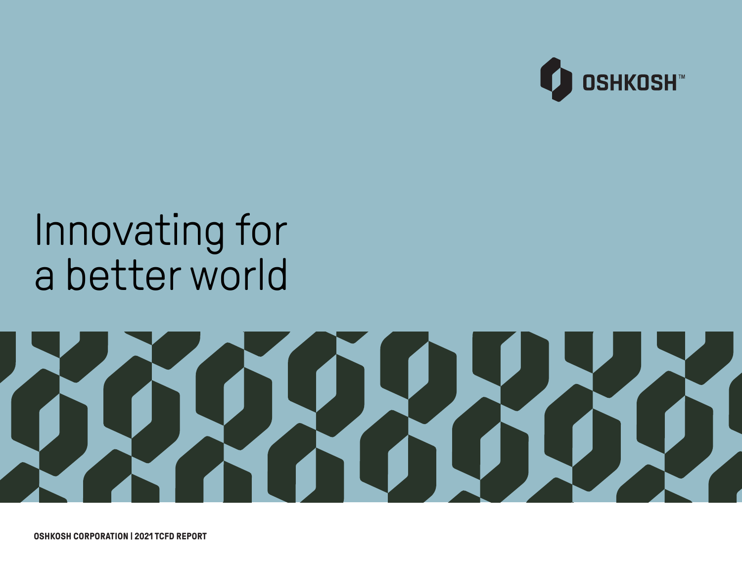OSHKOSH™

# Innovating for a better world

**OSHKOSH CORPORATION | 2021 TCFD REPORT**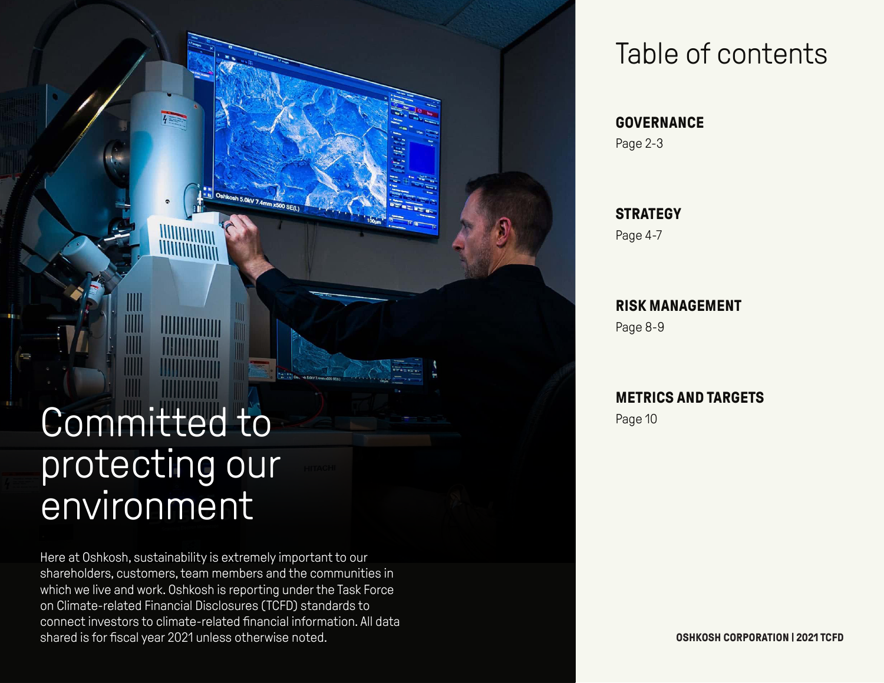# Committed to protecting our environment

Here at Oshkosh, sustainability is extremely important to our shareholders, customers, team members and the communities in which we live and work. Oshkosh is reporting under the Task Force on Climate-related Financial Disclosures (TCFD) standards to connect investors to climate-related financial information. All data shared is for fiscal year 2021 unless otherwise noted.

# Table of contents

**GOVERNANCE**
Page 2-3

**STRATEGY**
Page 4-7

**RISK MANAGEMENT**
Page 8-9

**METRICS AND TARGETS**
Page 10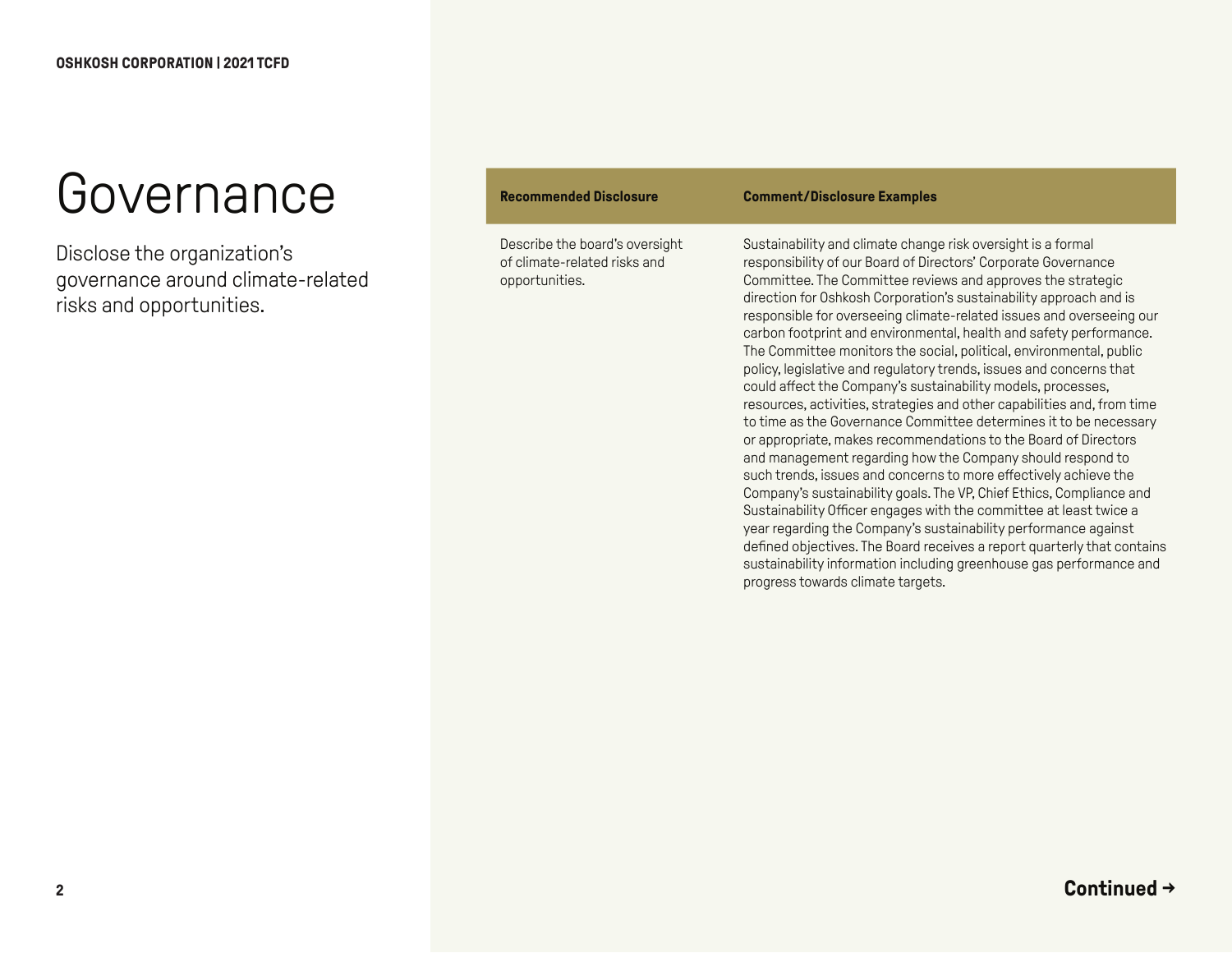# Governance

Disclose the organization's governance around climate-related risks and opportunities.

| Recommended Disclosure | Comment/Disclosure Examples |
| --- | --- |
| Describe the board's oversight of climate-related risks and opportunities. | Sustainability and climate change risk oversight is a formal responsibility of our Board of Directors' Corporate Governance Committee. The Committee reviews and approves the strategic direction for Oshkosh Corporation's sustainability approach and is responsible for overseeing climate-related issues and overseeing our carbon footprint and environmental, health and safety performance. The Committee monitors the social, political, environmental, public policy, legislative and regulatory trends, issues and concerns that could affect the Company's sustainability models, processes, resources, activities, strategies and other capabilities and, from time to time as the Governance Committee determines it to be necessary or appropriate, makes recommendations to the Board of Directors and management regarding how the Company should respond to such trends, issues and concerns to more effectively achieve the Company's sustainability goals. The VP, Chief Ethics, Compliance and Sustainability Officer engages with the committee at least twice a year regarding the Company's sustainability performance against defined objectives. The Board receives a report quarterly that contains sustainability information including greenhouse gas performance and progress towards climate targets. |

**Continued →**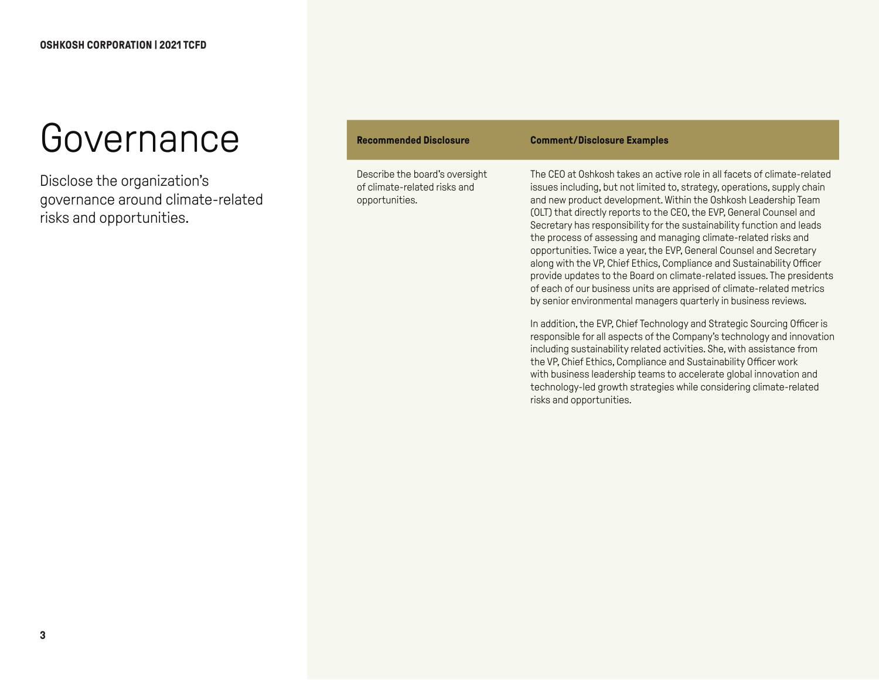# Governance

Disclose the organization's governance around climate-related risks and opportunities.

| Recommended Disclosure | Comment/Disclosure Examples |
| --- | --- |
| Describe the board's oversight of climate-related risks and opportunities. | The CEO at Oshkosh takes an active role in all facets of climate-related issues including, but not limited to, strategy, operations, supply chain and new product development. Within the Oshkosh Leadership Team (OLT) that directly reports to the CEO, the EVP, General Counsel and Secretary has responsibility for the sustainability function and leads the process of assessing and managing climate-related risks and opportunities. Twice a year, the EVP, General Counsel and Secretary along with the VP, Chief Ethics, Compliance and Sustainability Officer provide updates to the Board on climate-related issues. The presidents of each of our business units are apprised of climate-related metrics by senior environmental managers quarterly in business reviews.<br><br>In addition, the EVP, Chief Technology and Strategic Sourcing Officer is responsible for all aspects of the Company's technology and innovation including sustainability related activities. She, with assistance from the VP, Chief Ethics, Compliance and Sustainability Officer work with business leadership teams to accelerate global innovation and technology-led growth strategies while considering climate-related risks and opportunities. |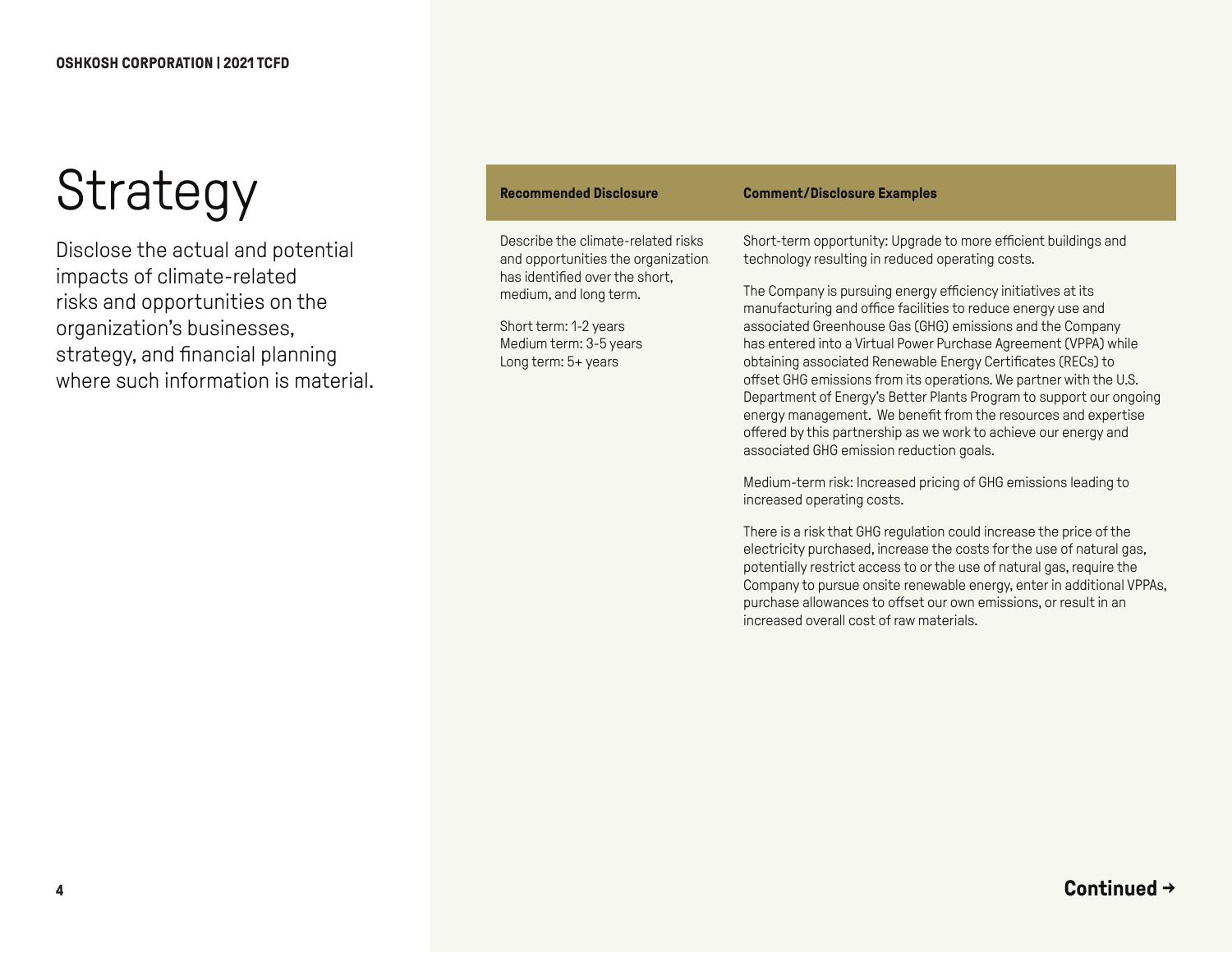# Strategy

Disclose the actual and potential impacts of climate-related risks and opportunities on the organization's businesses, strategy, and financial planning where such information is material.

| Recommended Disclosure | Comment/Disclosure Examples |
|---|---|
| Describe the climate-related risks and opportunities the organization has identified over the short, medium, and long term.<br><br>Short term: 1-2 years<br>Medium term: 3-5 years<br>Long term: 5+ years | Short-term opportunity: Upgrade to more efficient buildings and technology resulting in reduced operating costs.<br><br>The Company is pursuing energy efficiency initiatives at its manufacturing and office facilities to reduce energy use and associated Greenhouse Gas (GHG) emissions and the Company has entered into a Virtual Power Purchase Agreement (VPPA) while obtaining associated Renewable Energy Certificates (RECs) to offset GHG emissions from its operations. We partner with the U.S. Department of Energy's Better Plants Program to support our ongoing energy management. We benefit from the resources and expertise offered by this partnership as we work to achieve our energy and associated GHG emission reduction goals.<br><br>Medium-term risk: Increased pricing of GHG emissions leading to increased operating costs.<br><br>There is a risk that GHG regulation could increase the price of the electricity purchased, increase the costs for the use of natural gas, potentially restrict access to or the use of natural gas, require the Company to pursue onsite renewable energy, enter in additional VPPAs, purchase allowances to offset our own emissions, or result in an increased overall cost of raw materials. |

**Continued →**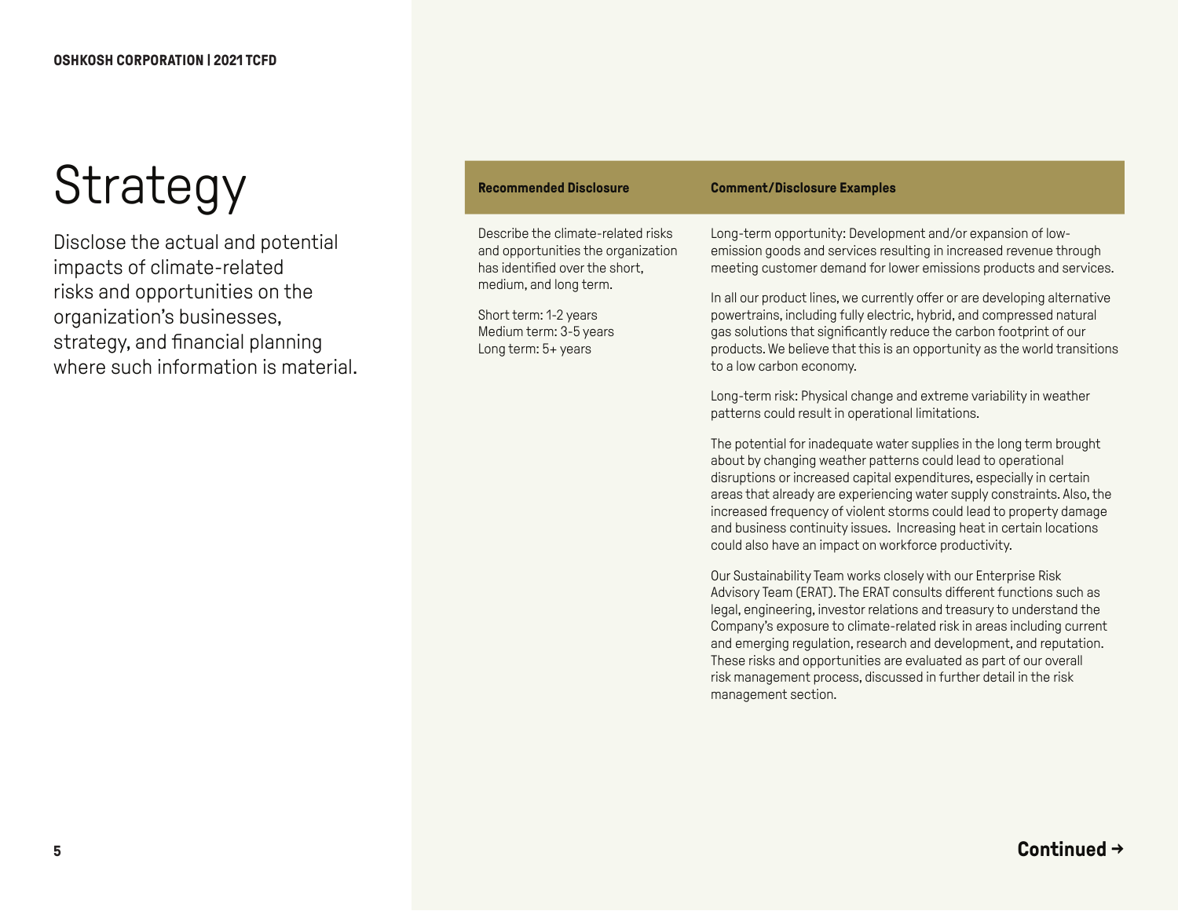# Strategy

Disclose the actual and potential impacts of climate-related risks and opportunities on the organization's businesses, strategy, and financial planning where such information is material.

| Recommended Disclosure | Comment/Disclosure Examples |
| --- | --- |
| Describe the climate-related risks and opportunities the organization has identified over the short, medium, and long term.<br><br>Short term: 1-2 years<br>Medium term: 3-5 years<br>Long term: 5+ years | Long-term opportunity: Development and/or expansion of low-emission goods and services resulting in increased revenue through meeting customer demand for lower emissions products and services.<br><br>In all our product lines, we currently offer or are developing alternative powertrains, including fully electric, hybrid, and compressed natural gas solutions that significantly reduce the carbon footprint of our products. We believe that this is an opportunity as the world transitions to a low carbon economy.<br><br>Long-term risk: Physical change and extreme variability in weather patterns could result in operational limitations.<br><br>The potential for inadequate water supplies in the long term brought about by changing weather patterns could lead to operational disruptions or increased capital expenditures, especially in certain areas that already are experiencing water supply constraints. Also, the increased frequency of violent storms could lead to property damage and business continuity issues. Increasing heat in certain locations could also have an impact on workforce productivity.<br><br>Our Sustainability Team works closely with our Enterprise Risk Advisory Team (ERAT). The ERAT consults different functions such as legal, engineering, investor relations and treasury to understand the Company's exposure to climate-related risk in areas including current and emerging regulation, research and development, and reputation. These risks and opportunities are evaluated as part of our overall risk management process, discussed in further detail in the risk management section. |

**Continued →**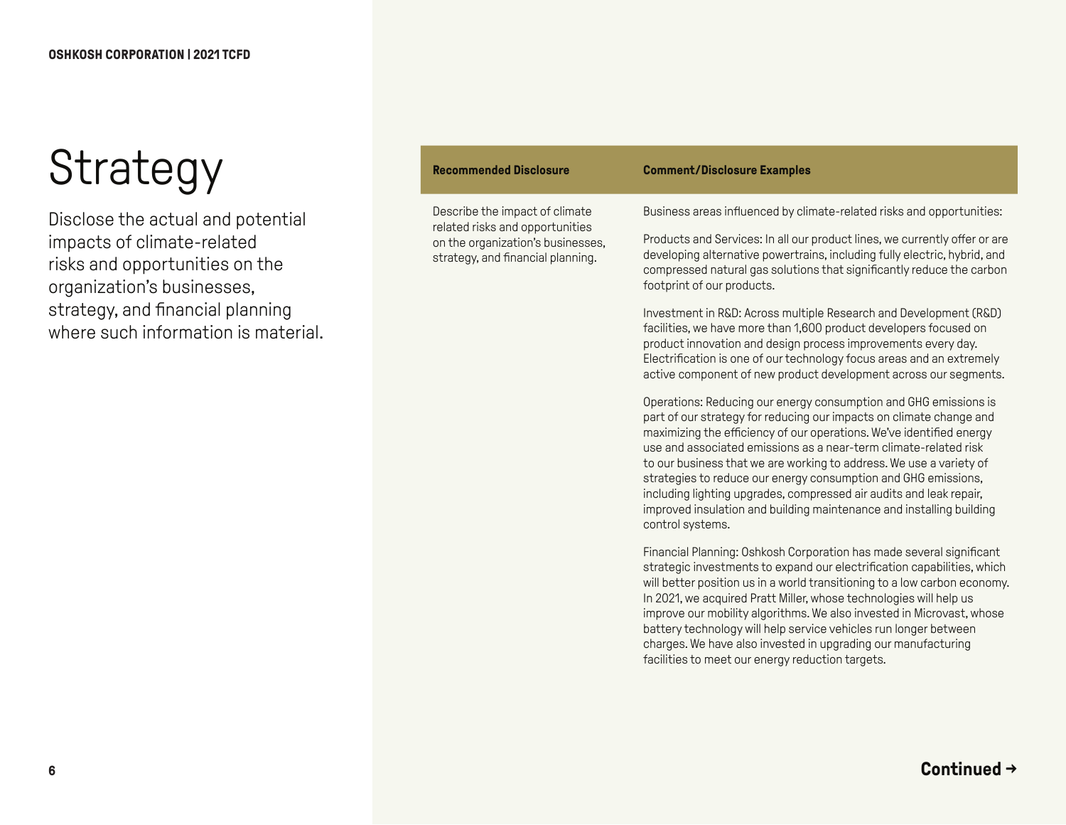# Strategy

Disclose the actual and potential impacts of climate-related risks and opportunities on the organization's businesses, strategy, and financial planning where such information is material.

| Recommended Disclosure | Comment/Disclosure Examples |
|---|---|
| Describe the impact of climate related risks and opportunities on the organization's businesses, strategy, and financial planning. | Business areas influenced by climate-related risks and opportunities:<br><br>Products and Services: In all our product lines, we currently offer or are developing alternative powertrains, including fully electric, hybrid, and compressed natural gas solutions that significantly reduce the carbon footprint of our products.<br><br>Investment in R&D: Across multiple Research and Development (R&D) facilities, we have more than 1,600 product developers focused on product innovation and design process improvements every day. Electrification is one of our technology focus areas and an extremely active component of new product development across our segments.<br><br>Operations: Reducing our energy consumption and GHG emissions is part of our strategy for reducing our impacts on climate change and maximizing the efficiency of our operations. We've identified energy use and associated emissions as a near-term climate-related risk to our business that we are working to address. We use a variety of strategies to reduce our energy consumption and GHG emissions, including lighting upgrades, compressed air audits and leak repair, improved insulation and building maintenance and installing building control systems.<br><br>Financial Planning: Oshkosh Corporation has made several significant strategic investments to expand our electrification capabilities, which will better position us in a world transitioning to a low carbon economy. In 2021, we acquired Pratt Miller, whose technologies will help us improve our mobility algorithms. We also invested in Microvast, whose battery technology will help service vehicles run longer between charges. We have also invested in upgrading our manufacturing facilities to meet our energy reduction targets. |

**Continued →**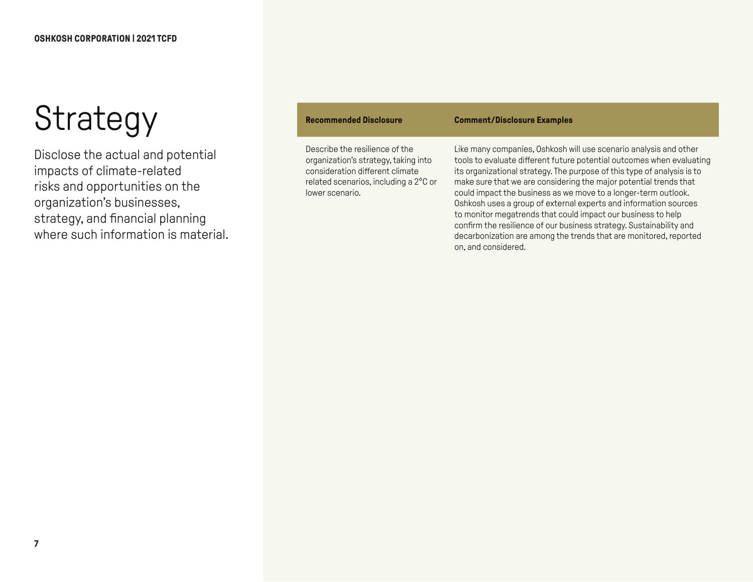# Strategy

Disclose the actual and potential impacts of climate-related risks and opportunities on the organization's businesses, strategy, and financial planning where such information is material.

| Recommended Disclosure | Comment/Disclosure Examples |
|---|---|
| Describe the resilience of the organization's strategy, taking into consideration different climate related scenarios, including a 2°C or lower scenario. | Like many companies, Oshkosh will use scenario analysis and other tools to evaluate different future potential outcomes when evaluating its organizational strategy. The purpose of this type of analysis is to make sure that we are considering the major potential trends that could impact the business as we move to a longer-term outlook. Oshkosh uses a group of external experts and information sources to monitor megatrends that could impact our business to help confirm the resilience of our business strategy. Sustainability and decarbonization are among the trends that are monitored, reported on, and considered. |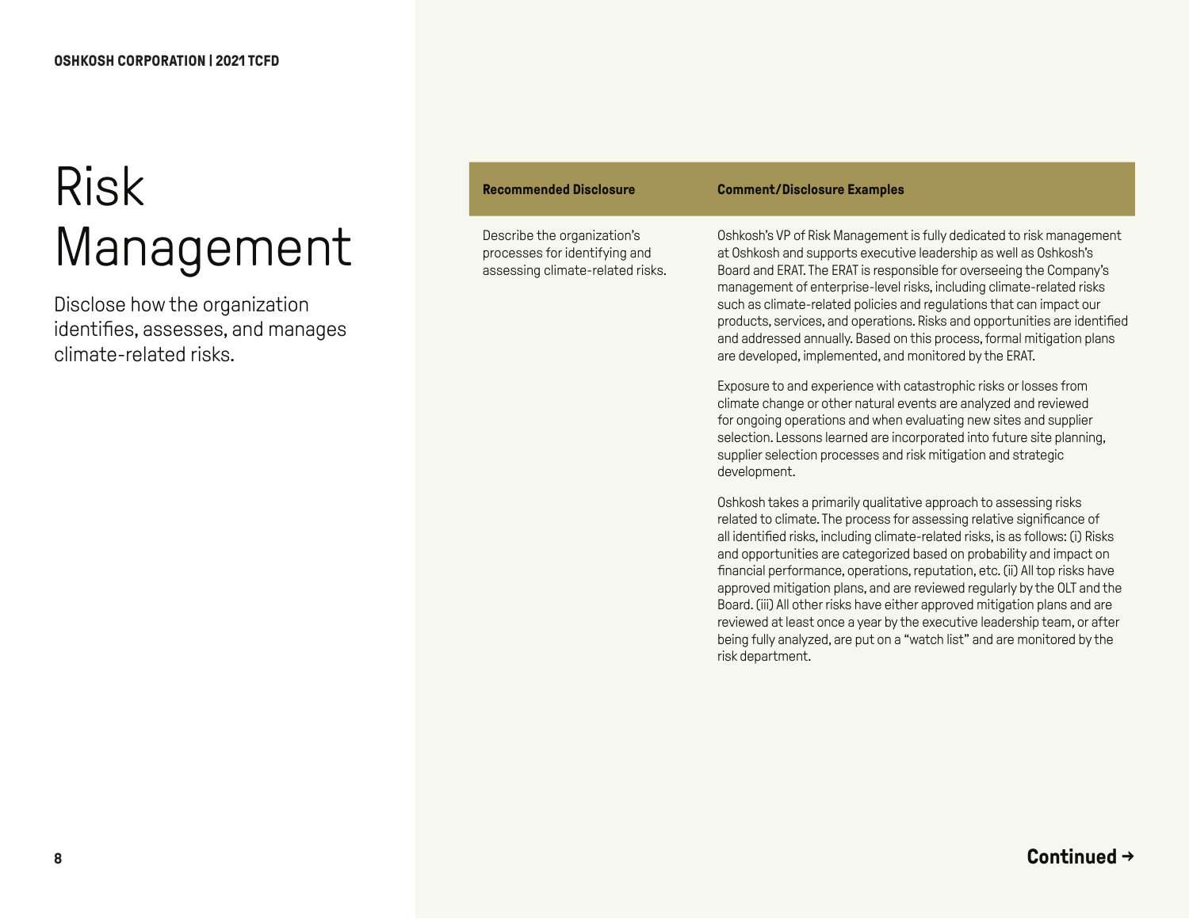# Risk Management

Disclose how the organization identifies, assesses, and manages climate-related risks.

| Recommended Disclosure | Comment/Disclosure Examples |
| --- | --- |
| Describe the organization's processes for identifying and assessing climate-related risks. | Oshkosh's VP of Risk Management is fully dedicated to risk management at Oshkosh and supports executive leadership as well as Oshkosh's Board and ERAT. The ERAT is responsible for overseeing the Company's management of enterprise-level risks, including climate-related risks such as climate-related policies and regulations that can impact our products, services, and operations. Risks and opportunities are identified and addressed annually. Based on this process, formal mitigation plans are developed, implemented, and monitored by the ERAT.<br><br>Exposure to and experience with catastrophic risks or losses from climate change or other natural events are analyzed and reviewed for ongoing operations and when evaluating new sites and supplier selection. Lessons learned are incorporated into future site planning, supplier selection processes and risk mitigation and strategic development.<br><br>Oshkosh takes a primarily qualitative approach to assessing risks related to climate. The process for assessing relative significance of all identified risks, including climate-related risks, is as follows: (i) Risks and opportunities are categorized based on probability and impact on financial performance, operations, reputation, etc. (ii) All top risks have approved mitigation plans, and are reviewed regularly by the OLT and the Board. (iii) All other risks have either approved mitigation plans and are reviewed at least once a year by the executive leadership team, or after being fully analyzed, are put on a "watch list" and are monitored by the risk department. |

**Continued →**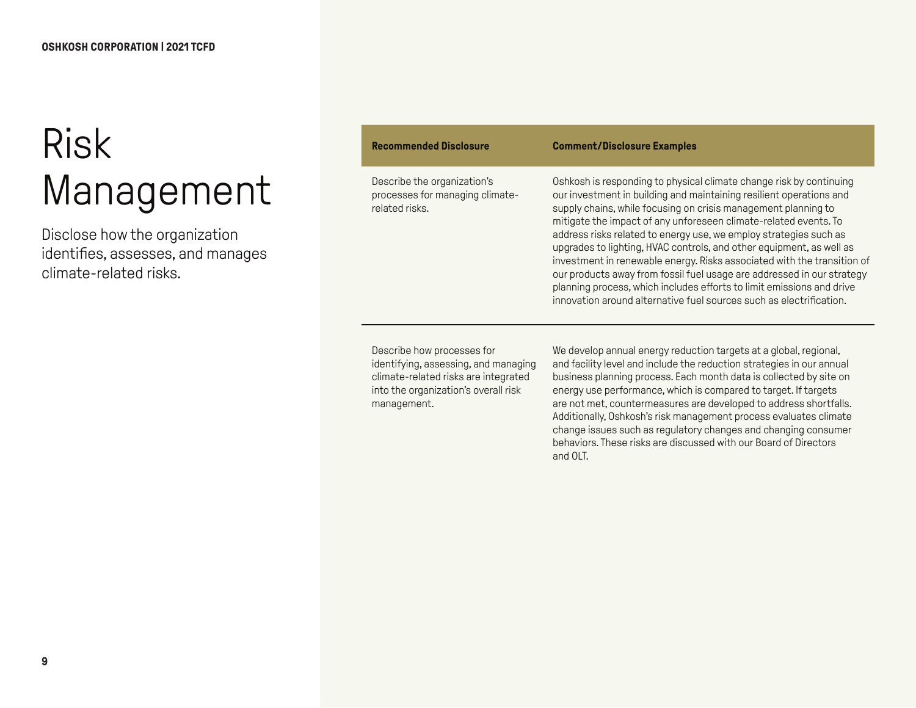# Risk Management

Disclose how the organization identifies, assesses, and manages climate-related risks.

| Recommended Disclosure | Comment/Disclosure Examples |
| --- | --- |
| Describe the organization's processes for managing climate-related risks. | Oshkosh is responding to physical climate change risk by continuing our investment in building and maintaining resilient operations and supply chains, while focusing on crisis management planning to mitigate the impact of any unforeseen climate-related events. To address risks related to energy use, we employ strategies such as upgrades to lighting, HVAC controls, and other equipment, as well as investment in renewable energy. Risks associated with the transition of our products away from fossil fuel usage are addressed in our strategy planning process, which includes efforts to limit emissions and drive innovation around alternative fuel sources such as electrification. |
| Describe how processes for identifying, assessing, and managing climate-related risks are integrated into the organization's overall risk management. | We develop annual energy reduction targets at a global, regional, and facility level and include the reduction strategies in our annual business planning process. Each month data is collected by site on energy use performance, which is compared to target. If targets are not met, countermeasures are developed to address shortfalls. Additionally, Oshkosh's risk management process evaluates climate change issues such as regulatory changes and changing consumer behaviors. These risks are discussed with our Board of Directors and OLT. |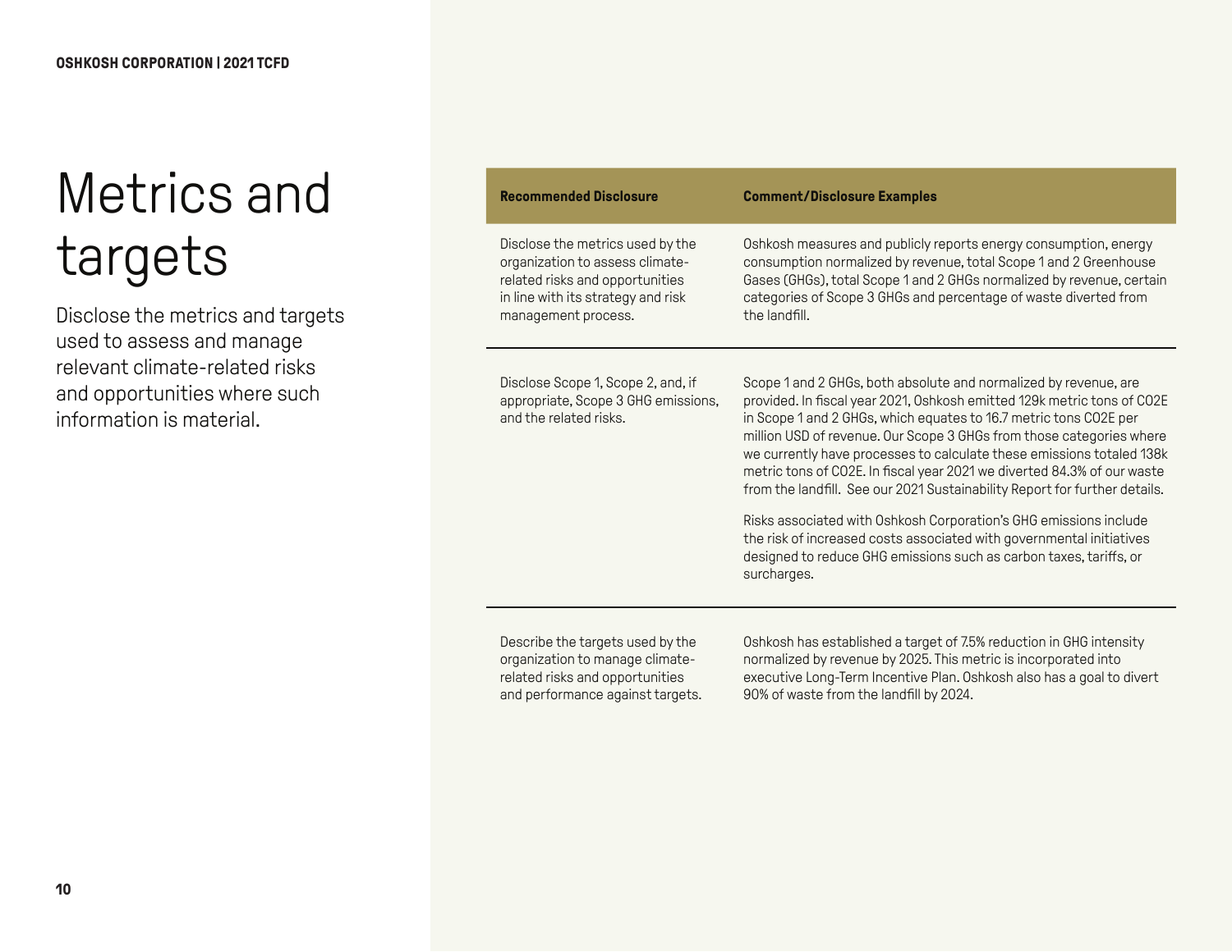# Metrics and targets

Disclose the metrics and targets used to assess and manage relevant climate-related risks and opportunities where such information is material.

| Recommended Disclosure | Comment/Disclosure Examples |
| --- | --- |
| Disclose the metrics used by the organization to assess climate-related risks and opportunities in line with its strategy and risk management process. | Oshkosh measures and publicly reports energy consumption, energy consumption normalized by revenue, total Scope 1 and 2 Greenhouse Gases (GHGs), total Scope 1 and 2 GHGs normalized by revenue, certain categories of Scope 3 GHGs and percentage of waste diverted from the landfill. |
| Disclose Scope 1, Scope 2, and, if appropriate, Scope 3 GHG emissions, and the related risks. | Scope 1 and 2 GHGs, both absolute and normalized by revenue, are provided. In fiscal year 2021, Oshkosh emitted 129k metric tons of CO2E in Scope 1 and 2 GHGs, which equates to 16.7 metric tons CO2E per million USD of revenue. Our Scope 3 GHGs from those categories where we currently have processes to calculate these emissions totaled 138k metric tons of CO2E. In fiscal year 2021 we diverted 84.3% of our waste from the landfill. See our 2021 Sustainability Report for further details.<br><br>Risks associated with Oshkosh Corporation's GHG emissions include the risk of increased costs associated with governmental initiatives designed to reduce GHG emissions such as carbon taxes, tariffs, or surcharges. |
| Describe the targets used by the organization to manage climate-related risks and opportunities and performance against targets. | Oshkosh has established a target of 7.5% reduction in GHG intensity normalized by revenue by 2025. This metric is incorporated into executive Long-Term Incentive Plan. Oshkosh also has a goal to divert 90% of waste from the landfill by 2024. |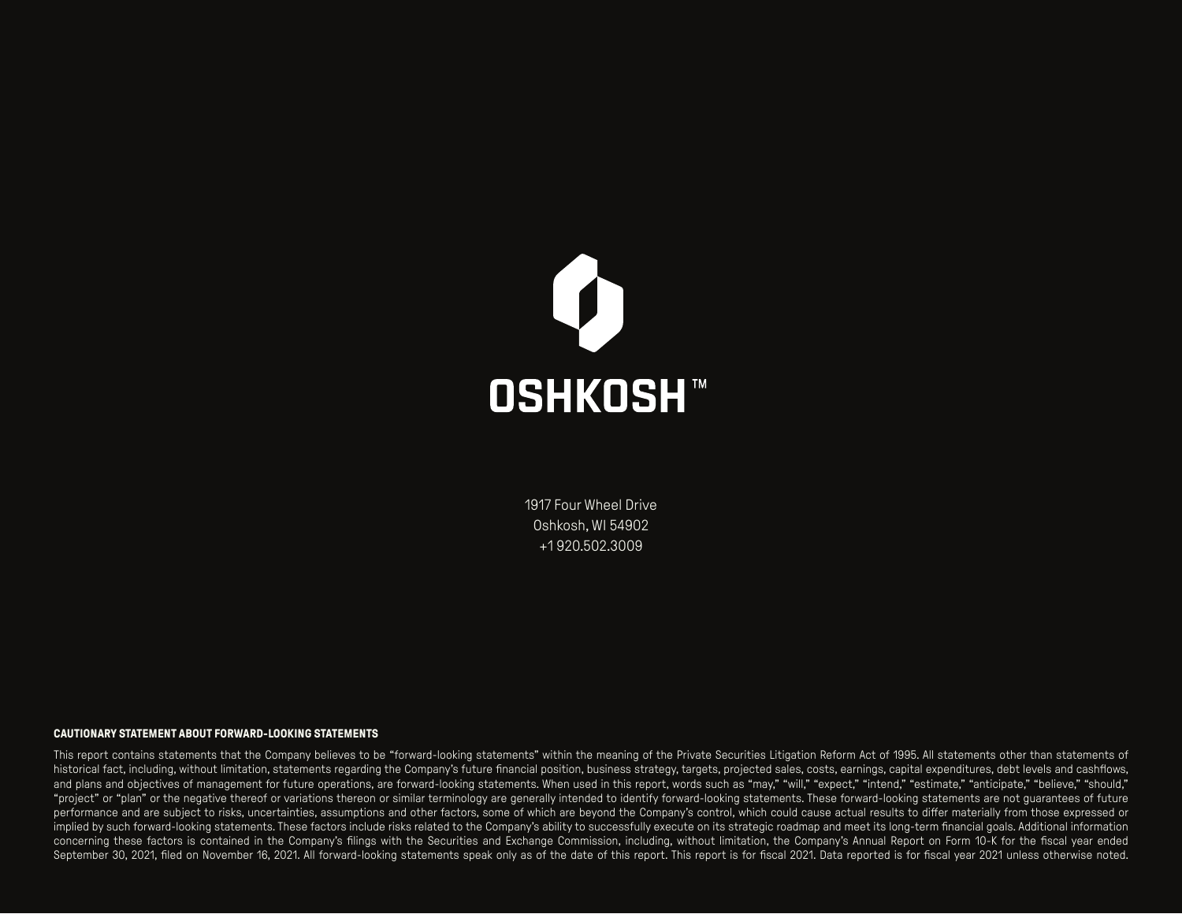OSHKOSH™

1917 Four Wheel Drive
Oshkosh, WI 54902
+1 920.502.3009

**CAUTIONARY STATEMENT ABOUT FORWARD-LOOKING STATEMENTS**

This report contains statements that the Company believes to be "forward-looking statements" within the meaning of the Private Securities Litigation Reform Act of 1995. All statements other than statements of historical fact, including, without limitation, statements regarding the Company's future financial position, business strategy, targets, projected sales, costs, earnings, capital expenditures, debt levels and cashflows, and plans and objectives of management for future operations, are forward-looking statements. When used in this report, words such as "may," "will," "expect," "intend," "estimate," "anticipate," "believe," "should," "project" or "plan" or the negative thereof or variations thereon or similar terminology are generally intended to identify forward-looking statements. These forward-looking statements are not guarantees of future performance and are subject to risks, uncertainties, assumptions and other factors, some of which are beyond the Company's control, which could cause actual results to differ materially from those expressed or implied by such forward-looking statements. These factors include risks related to the Company's ability to successfully execute on its strategic roadmap and meet its long-term financial goals. Additional information concerning these factors is contained in the Company's filings with the Securities and Exchange Commission, including, without limitation, the Company's Annual Report on Form 10-K for the fiscal year ended September 30, 2021, filed on November 16, 2021. All forward-looking statements speak only as of the date of this report. This report is for fiscal 2021. Data reported is for fiscal year 2021 unless otherwise noted.